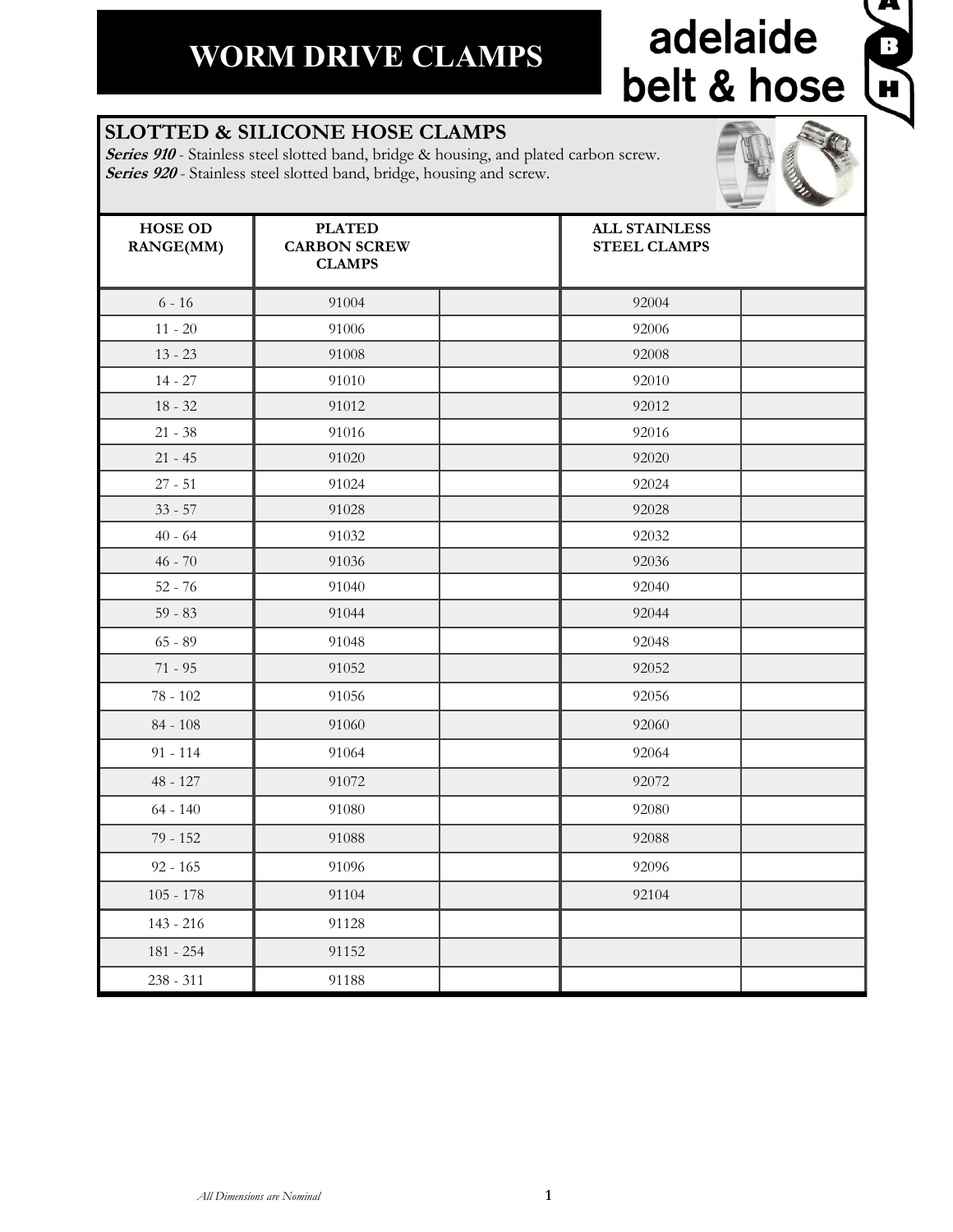# WORM DRIVE CLAMPS

adelaide belt & hose

## SLOTTED & SILICONE HOSE CLAMPS

***Series 910*** - Stainless steel slotted band, bridge & housing, and plated carbon screw.
***Series 920*** - Stainless steel slotted band, bridge, housing and screw.

| HOSE OD RANGE(MM) | PLATED CARBON SCREW CLAMPS | | ALL STAINLESS STEEL CLAMPS | |
|---|---|---|---|---|
| 6 - 16 | 91004 | | 92004 | |
| 11 - 20 | 91006 | | 92006 | |
| 13 - 23 | 91008 | | 92008 | |
| 14 - 27 | 91010 | | 92010 | |
| 18 - 32 | 91012 | | 92012 | |
| 21 - 38 | 91016 | | 92016 | |
| 21 - 45 | 91020 | | 92020 | |
| 27 - 51 | 91024 | | 92024 | |
| 33 - 57 | 91028 | | 92028 | |
| 40 - 64 | 91032 | | 92032 | |
| 46 - 70 | 91036 | | 92036 | |
| 52 - 76 | 91040 | | 92040 | |
| 59 - 83 | 91044 | | 92044 | |
| 65 - 89 | 91048 | | 92048 | |
| 71 - 95 | 91052 | | 92052 | |
| 78 - 102 | 91056 | | 92056 | |
| 84 - 108 | 91060 | | 92060 | |
| 91 - 114 | 91064 | | 92064 | |
| 48 - 127 | 91072 | | 92072 | |
| 64 - 140 | 91080 | | 92080 | |
| 79 - 152 | 91088 | | 92088 | |
| 92 - 165 | 91096 | | 92096 | |
| 105 - 178 | 91104 | | 92104 | |
| 143 - 216 | 91128 | | | |
| 181 - 254 | 91152 | | | |
| 238 - 311 | 91188 | | | |

*All Dimensions are Nominal*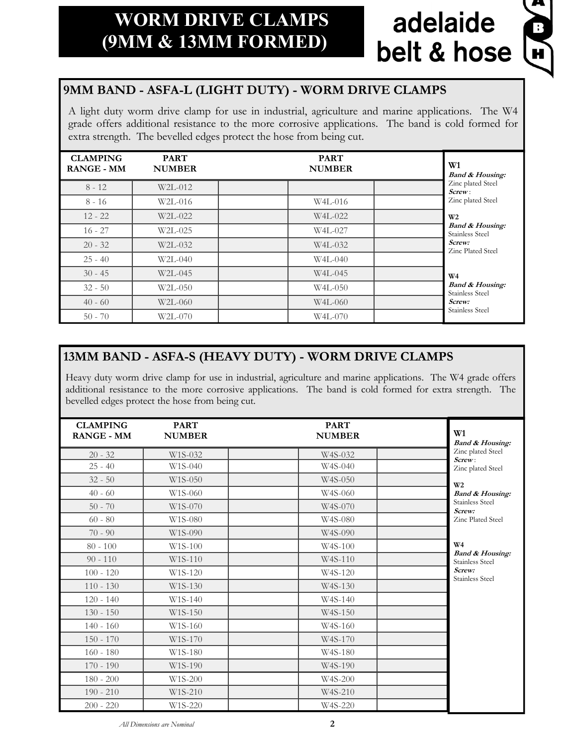# WORM DRIVE CLAMPS (9MM & 13MM FORMED)

adelaide belt & hose

## 9MM BAND - ASFA-L (LIGHT DUTY) - WORM DRIVE CLAMPS

A light duty worm drive clamp for use in industrial, agriculture and marine applications. The W4 grade offers additional resistance to the more corrosive applications. The band is cold formed for extra strength. The bevelled edges protect the hose from being cut.

| CLAMPING RANGE - MM | PART NUMBER | | PART NUMBER | |
|---|---|---|---|---|
| 8 - 12 | W2L-012 | | | |
| 8 - 16 | W2L-016 | | W4L-016 | |
| 12 - 22 | W2L-022 | | W4L-022 | |
| 16 - 27 | W2L-025 | | W4L-027 | |
| 20 - 32 | W2L-032 | | W4L-032 | |
| 25 - 40 | W2L-040 | | W4L-040 | |
| 30 - 45 | W2L-045 | | W4L-045 | |
| 32 - 50 | W2L-050 | | W4L-050 | |
| 40 - 60 | W2L-060 | | W4L-060 | |
| 50 - 70 | W2L-070 | | W4L-070 | |

**W1**
***Band & Housing:*** Zinc plated Steel
***Screw***: Zinc plated Steel

**W2**
***Band & Housing:*** Stainless Steel
***Screw:*** Zinc Plated Steel

**W4**
***Band & Housing:*** Stainless Steel
***Screw:*** Stainless Steel

## 13MM BAND - ASFA-S (HEAVY DUTY) - WORM DRIVE CLAMPS

Heavy duty worm drive clamp for use in industrial, agriculture and marine applications. The W4 grade offers additional resistance to the more corrosive applications. The band is cold formed for extra strength. The bevelled edges protect the hose from being cut.

| CLAMPING RANGE - MM | PART NUMBER | | PART NUMBER | |
|---|---|---|---|---|
| 20 - 32 | W1S-032 | | W4S-032 | |
| 25 - 40 | W1S-040 | | W4S-040 | |
| 32 - 50 | W1S-050 | | W4S-050 | |
| 40 - 60 | W1S-060 | | W4S-060 | |
| 50 - 70 | W1S-070 | | W4S-070 | |
| 60 - 80 | W1S-080 | | W4S-080 | |
| 70 - 90 | W1S-090 | | W4S-090 | |
| 80 - 100 | W1S-100 | | W4S-100 | |
| 90 - 110 | W1S-110 | | W4S-110 | |
| 100 - 120 | W1S-120 | | W4S-120 | |
| 110 - 130 | W1S-130 | | W4S-130 | |
| 120 - 140 | W1S-140 | | W4S-140 | |
| 130 - 150 | W1S-150 | | W4S-150 | |
| 140 - 160 | W1S-160 | | W4S-160 | |
| 150 - 170 | W1S-170 | | W4S-170 | |
| 160 - 180 | W1S-180 | | W4S-180 | |
| 170 - 190 | W1S-190 | | W4S-190 | |
| 180 - 200 | W1S-200 | | W4S-200 | |
| 190 - 210 | W1S-210 | | W4S-210 | |
| 200 - 220 | W1S-220 | | W4S-220 | |

**W1**
***Band & Housing:*** Zinc plated Steel
***Screw***: Zinc plated Steel

**W2**
***Band & Housing:*** Stainless Steel
***Screw:*** Zinc Plated Steel

**W4**
***Band & Housing:*** Stainless Steel
***Screw:*** Stainless Steel

*All Dimensions are Nominal*